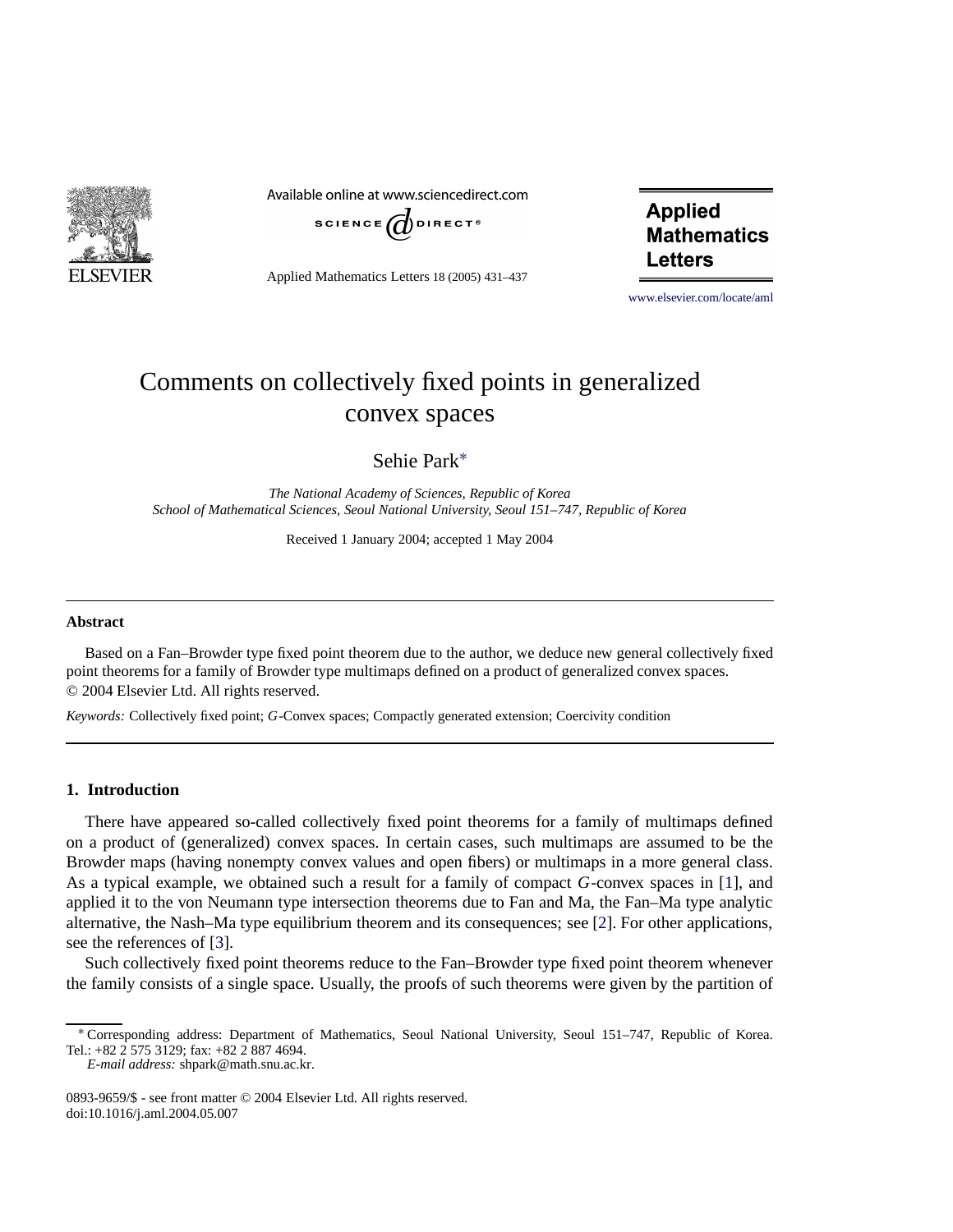# Comments on collectively fixed points in generalized convex spaces

Sehie Park*

*The National Academy of Sciences, Republic of Korea*
*School of Mathematical Sciences, Seoul National University, Seoul 151–747, Republic of Korea*

Received 1 January 2004; accepted 1 May 2004

---

**Abstract**

Based on a Fan–Browder type fixed point theorem due to the author, we deduce new general collectively fixed point theorems for a family of Browder type multimaps defined on a product of generalized convex spaces.
© 2004 Elsevier Ltd. All rights reserved.

*Keywords:* Collectively fixed point; $G$-Convex spaces; Compactly generated extension; Coercivity condition

---

## 1. Introduction

There have appeared so-called collectively fixed point theorems for a family of multimaps defined on a product of (generalized) convex spaces. In certain cases, such multimaps are assumed to be the Browder maps (having nonempty convex values and open fibers) or multimaps in a more general class. As a typical example, we obtained such a result for a family of compact $G$-convex spaces in [1], and applied it to the von Neumann type intersection theorems due to Fan and Ma, the Fan–Ma type analytic alternative, the Nash–Ma type equilibrium theorem and its consequences; see [2]. For other applications, see the references of [3].

Such collectively fixed point theorems reduce to the Fan–Browder type fixed point theorem whenever the family consists of a single space. Usually, the proofs of such theorems were given by the partition of

---

* Corresponding address: Department of Mathematics, Seoul National University, Seoul 151–747, Republic of Korea. Tel.: +82 2 575 3129; fax: +82 2 887 4694.
*E-mail address:* shpark@math.snu.ac.kr.

0893-9659/$ - see front matter © 2004 Elsevier Ltd. All rights reserved.
doi:10.1016/j.aml.2004.05.007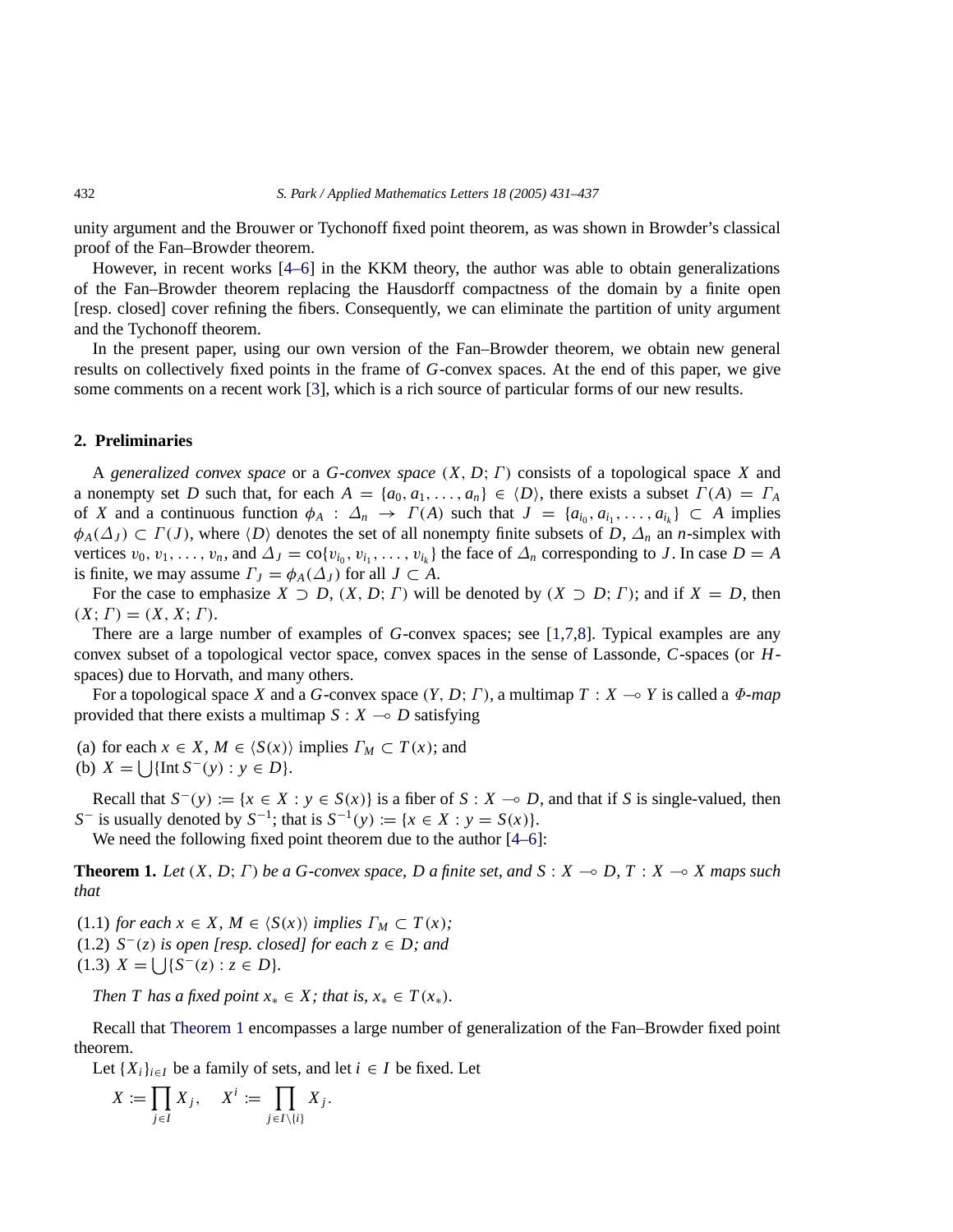unity argument and the Brouwer or Tychonoff fixed point theorem, as was shown in Browder's classical proof of the Fan–Browder theorem.

However, in recent works [4–6] in the KKM theory, the author was able to obtain generalizations of the Fan–Browder theorem replacing the Hausdorff compactness of the domain by a finite open [resp. closed] cover refining the fibers. Consequently, we can eliminate the partition of unity argument and the Tychonoff theorem.

In the present paper, using our own version of the Fan–Browder theorem, we obtain new general results on collectively fixed points in the frame of $G$-convex spaces. At the end of this paper, we give some comments on a recent work [3], which is a rich source of particular forms of our new results.

## 2. Preliminaries

A *generalized convex space* or a *$G$-convex space* $(X, D; \Gamma)$ consists of a topological space $X$ and a nonempty set $D$ such that, for each $A = \{a_0, a_1, \ldots, a_n\} \in \langle D \rangle$, there exists a subset $\Gamma(A) = \Gamma_A$ of $X$ and a continuous function $\phi_A : \Delta_n \to \Gamma(A)$ such that $J = \{a_{i_0}, a_{i_1}, \ldots, a_{i_k}\} \subset A$ implies $\phi_A(\Delta_J) \subset \Gamma(J)$, where $\langle D \rangle$ denotes the set of all nonempty finite subsets of $D$, $\Delta_n$ an $n$-simplex with vertices $v_0, v_1, \ldots, v_n$, and $\Delta_J = \text{co}\{v_{i_0}, v_{i_1}, \ldots, v_{i_k}\}$ the face of $\Delta_n$ corresponding to $J$. In case $D = A$ is finite, we may assume $\Gamma_J = \phi_A(\Delta_J)$ for all $J \subset A$.

For the case to emphasize $X \supset D$, $(X, D; \Gamma)$ will be denoted by $(X \supset D; \Gamma)$; and if $X = D$, then $(X; \Gamma) = (X, X; \Gamma)$.

There are a large number of examples of $G$-convex spaces; see [1,7,8]. Typical examples are any convex subset of a topological vector space, convex spaces in the sense of Lassonde, $C$-spaces (or $H$-spaces) due to Horvath, and many others.

For a topological space $X$ and a $G$-convex space $(Y, D; \Gamma)$, a multimap $T : X \multimap Y$ is called a *$\Phi$-map* provided that there exists a multimap $S : X \multimap D$ satisfying

(a) for each $x \in X$, $M \in \langle S(x) \rangle$ implies $\Gamma_M \subset T(x)$; and
(b) $X = \bigcup\{\text{Int}\, S^-(y) : y \in D\}$.

Recall that $S^-(y) := \{x \in X : y \in S(x)\}$ is a fiber of $S : X \multimap D$, and that if $S$ is single-valued, then $S^-$ is usually denoted by $S^{-1}$; that is $S^{-1}(y) := \{x \in X : y = S(x)\}$.

We need the following fixed point theorem due to the author [4–6]:

**Theorem 1.** *Let $(X, D; \Gamma)$ be a $G$-convex space, $D$ a finite set, and $S : X \multimap D$, $T : X \multimap X$ maps such that*

(1.1) *for each $x \in X$, $M \in \langle S(x) \rangle$ implies $\Gamma_M \subset T(x)$;*
(1.2) *$S^-(z)$ is open [resp. closed] for each $z \in D$; and*
(1.3) *$X = \bigcup\{S^-(z) : z \in D\}$.*

*Then $T$ has a fixed point $x_* \in X$; that is, $x_* \in T(x_*)$.*

Recall that Theorem 1 encompasses a large number of generalization of the Fan–Browder fixed point theorem.

Let $\{X_i\}_{i \in I}$ be a family of sets, and let $i \in I$ be fixed. Let

$$X := \prod_{j \in I} X_j, \quad X^i := \prod_{j \in I \setminus \{i\}} X_j.$$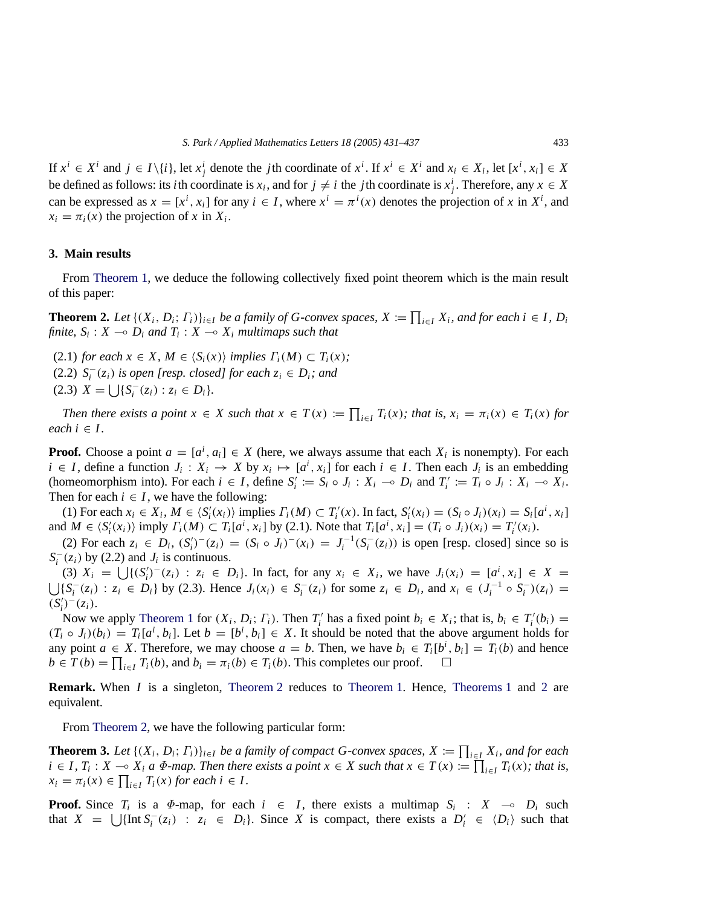If $x^i \in X^i$ and $j \in I \backslash \{i\}$, let $x^i_j$ denote the $j$th coordinate of $x^i$. If $x^i \in X^i$ and $x_i \in X_i$, let $[x^i, x_i] \in X$ be defined as follows: its $i$th coordinate is $x_i$, and for $j \neq i$ the $j$th coordinate is $x^i_j$. Therefore, any $x \in X$ can be expressed as $x = [x^i, x_i]$ for any $i \in I$, where $x^i = \pi^i(x)$ denotes the projection of $x$ in $X^i$, and $x_i = \pi_i(x)$ the projection of $x$ in $X_i$.

## 3. Main results

From Theorem 1, we deduce the following collectively fixed point theorem which is the main result of this paper:

**Theorem 2.** *Let $\{(X_i, D_i; \Gamma_i)\}_{i \in I}$ be a family of G-convex spaces, $X := \prod_{i \in I} X_i$, and for each $i \in I$, $D_i$ finite, $S_i : X \multimap D_i$ and $T_i : X \multimap X_i$ multimaps such that*

(2.1) *for each $x \in X$, $M \in \langle S_i(x) \rangle$ implies $\Gamma_i(M) \subset T_i(x)$;*
(2.2) *$S_i^-(z_i)$ is open [resp. closed] for each $z_i \in D_i$; and*
(2.3) *$X = \bigcup\{S_i^-(z_i) : z_i \in D_i\}$.*

*Then there exists a point $x \in X$ such that $x \in T(x) := \prod_{i \in I} T_i(x)$; that is, $x_i = \pi_i(x) \in T_i(x)$ for each $i \in I$.*

**Proof.** Choose a point $a = [a^i, a_i] \in X$ (here, we always assume that each $X_i$ is nonempty). For each $i \in I$, define a function $J_i : X_i \to X$ by $x_i \mapsto [a^i, x_i]$ for each $i \in I$. Then each $J_i$ is an embedding (homeomorphism into). For each $i \in I$, define $S_i' := S_i \circ J_i : X_i \multimap D_i$ and $T_i' := T_i \circ J_i : X_i \multimap X_i$. Then for each $i \in I$, we have the following:

(1) For each $x_i \in X_i$, $M \in \langle S_i'(x_i) \rangle$ implies $\Gamma_i(M) \subset T_i'(x)$. In fact, $S_i'(x_i) = (S_i \circ J_i)(x_i) = S_i[a^i, x_i]$ and $M \in \langle S_i'(x_i) \rangle$ imply $\Gamma_i(M) \subset T_i[a^i, x_i]$ by (2.1). Note that $T_i[a^i, x_i] = (T_i \circ J_i)(x_i) = T_i'(x_i)$.

(2) For each $z_i \in D_i$, $(S_i')^-(z_i) = (S_i \circ J_i)^-(x_i) = J_i^{-1}(S_i^-(z_i))$ is open [resp. closed] since so is $S_i^-(z_i)$ by (2.2) and $J_i$ is continuous.

(3) $X_i = \bigcup\{(S_i')^-(z_i) : z_i \in D_i\}$. In fact, for any $x_i \in X_i$, we have $J_i(x_i) = [a^i, x_i] \in X = \bigcup\{S_i^-(z_i) : z_i \in D_i\}$ by (2.3). Hence $J_i(x_i) \in S_i^-(z_i)$ for some $z_i \in D_i$, and $x_i \in (J_i^{-1} \circ S_i^-)(z_i) = (S_i')^-(z_i)$.

Now we apply Theorem 1 for $(X_i, D_i; \Gamma_i)$. Then $T_i'$ has a fixed point $b_i \in X_i$; that is, $b_i \in T_i'(b_i) = (T_i \circ J_i)(b_i) = T_i[a^i, b_i]$. Let $b = [b^i, b_i] \in X$. It should be noted that the above argument holds for any point $a \in X$. Therefore, we may choose $a = b$. Then, we have $b_i \in T_i[b^i, b_i] = T_i(b)$ and hence $b \in T(b) = \prod_{i \in I} T_i(b)$, and $b_i = \pi_i(b) \in T_i(b)$. This completes our proof. $\square$

**Remark.** When $I$ is a singleton, Theorem 2 reduces to Theorem 1. Hence, Theorems 1 and 2 are equivalent.

From Theorem 2, we have the following particular form:

**Theorem 3.** *Let $\{(X_i, D_i; \Gamma_i)\}_{i \in I}$ be a family of compact G-convex spaces, $X := \prod_{i \in I} X_i$, and for each $i \in I$, $T_i : X \multimap X_i$ a $\Phi$-map. Then there exists a point $x \in X$ such that $x \in T(x) := \prod_{i \in I} T_i(x)$; that is, $x_i = \pi_i(x) \in \prod_{i \in I} T_i(x)$ for each $i \in I$.*

**Proof.** Since $T_i$ is a $\Phi$-map, for each $i \in I$, there exists a multimap $S_i : X \multimap D_i$ such that $X = \bigcup\{\text{Int}\, S_i^-(z_i) : z_i \in D_i\}$. Since $X$ is compact, there exists a $D_i' \in \langle D_i \rangle$ such that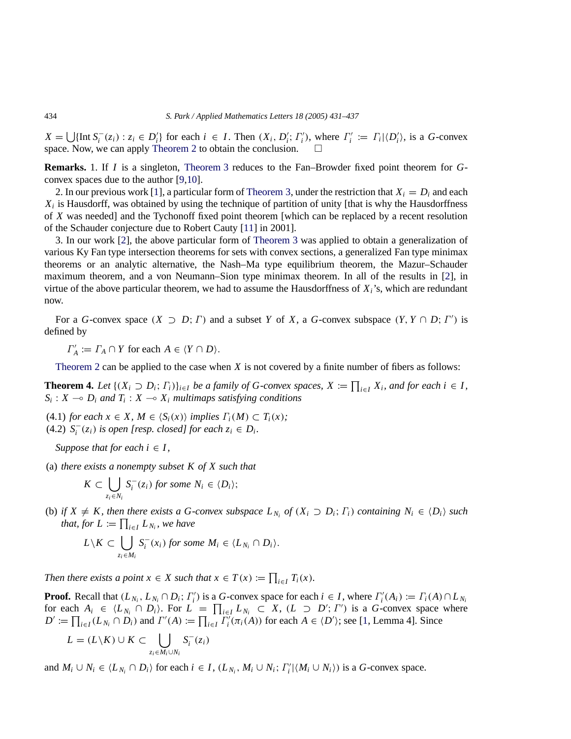$X = \bigcup\{\text{Int}\, S_i^-(z_i) : z_i \in D_i'\}$ for each $i \in I$. Then $(X_i, D_i'; \Gamma_i')$, where $\Gamma_i' := \Gamma_i|\langle D_i' \rangle$, is a $G$-convex space. Now, we can apply Theorem 2 to obtain the conclusion. □

**Remarks.** 1. If $I$ is a singleton, Theorem 3 reduces to the Fan–Browder fixed point theorem for $G$-convex spaces due to the author [9,10].

2. In our previous work [1], a particular form of Theorem 3, under the restriction that $X_i = D_i$ and each $X_i$ is Hausdorff, was obtained by using the technique of partition of unity [that is why the Hausdorffness of $X$ was needed] and the Tychonoff fixed point theorem [which can be replaced by a recent resolution of the Schauder conjecture due to Robert Cauty [11] in 2001].

3. In our work [2], the above particular form of Theorem 3 was applied to obtain a generalization of various Ky Fan type intersection theorems for sets with convex sections, a generalized Fan type minimax theorems or an analytic alternative, the Nash–Ma type equilibrium theorem, the Mazur–Schauder maximum theorem, and a von Neumann–Sion type minimax theorem. In all of the results in [2], in virtue of the above particular theorem, we had to assume the Hausdorffness of $X_i$'s, which are redundant now.

For a $G$-convex space $(X \supset D; \Gamma)$ and a subset $Y$ of $X$, a $G$-convex subspace $(Y, Y \cap D; \Gamma')$ is defined by

$$\Gamma_A' := \Gamma_A \cap Y \text{ for each } A \in \langle Y \cap D \rangle.$$

Theorem 2 can be applied to the case when $X$ is not covered by a finite number of fibers as follows:

**Theorem 4.** *Let $\{(X_i \supset D_i; \Gamma_i)\}_{i \in I}$ be a family of $G$-convex spaces, $X := \prod_{i \in I} X_i$, and for each $i \in I$, $S_i : X \multimap D_i$ and $T_i : X \multimap X_i$ multimaps satisfying conditions*

(4.1) *for each $x \in X$, $M \in \langle S_i(x) \rangle$ implies $\Gamma_i(M) \subset T_i(x)$;*
(4.2) *$S_i^-(z_i)$ is open [resp. closed] for each $z_i \in D_i$.*

*Suppose that for each $i \in I$,*

(a) *there exists a nonempty subset $K$ of $X$ such that*

$$K \subset \bigcup_{z_i \in N_i} S_i^-(z_i) \text{ for some } N_i \in \langle D_i \rangle;$$

(b) *if $X \neq K$, then there exists a $G$-convex subspace $L_{N_i}$ of $(X_i \supset D_i; \Gamma_i)$ containing $N_i \in \langle D_i \rangle$ such that, for $L := \prod_{i \in I} L_{N_i}$, we have*

$$L \backslash K \subset \bigcup_{z_i \in M_i} S_i^-(x_i) \text{ for some } M_i \in \langle L_{N_i} \cap D_i \rangle.$$

*Then there exists a point $x \in X$ such that $x \in T(x) := \prod_{i \in I} T_i(x)$.*

**Proof.** Recall that $(L_{N_i}, L_{N_i} \cap D_i; \Gamma_i')$ is a $G$-convex space for each $i \in I$, where $\Gamma_i'(A_i) := \Gamma_i(A) \cap L_{N_i}$ for each $A_i \in \langle L_{N_i} \cap D_i \rangle$. For $L = \prod_{i \in I} L_{N_i} \subset X$, $(L \supset D'; \Gamma')$ is a $G$-convex space where $D' := \prod_{i \in I}(L_{N_i} \cap D_i)$ and $\Gamma'(A) := \prod_{i \in I} \Gamma_i'(\pi_i(A))$ for each $A \in \langle D' \rangle$; see [1, Lemma 4]. Since

$$L = (L \backslash K) \cup K \subset \bigcup_{z_i \in M_i \cup N_i} S_i^-(z_i)$$

and $M_i \cup N_i \in \langle L_{N_i} \cap D_i \rangle$ for each $i \in I$, $(L_{N_i}, M_i \cup N_i; \Gamma_i'|\langle M_i \cup N_i \rangle)$ is a $G$-convex space.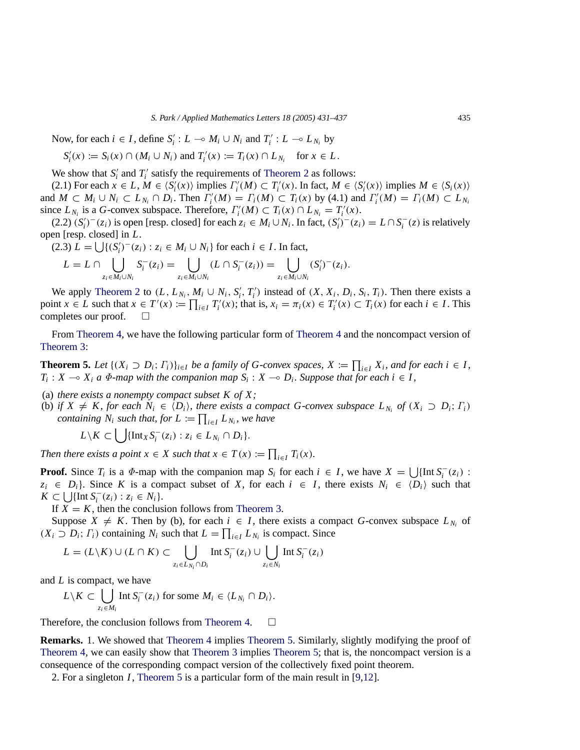Now, for each $i \in I$, define $S_i' : L \multimap M_i \cup N_i$ and $T_i' : L \multimap L_{N_i}$ by

$$S_i'(x) := S_i(x) \cap (M_i \cup N_i) \text{ and } T_i'(x) := T_i(x) \cap L_{N_i} \quad \text{for } x \in L.$$

We show that $S_i'$ and $T_i'$ satisfy the requirements of Theorem 2 as follows:

(2.1) For each $x \in L$, $M \in \langle S_i'(x) \rangle$ implies $\Gamma_i'(M) \subset T_i'(x)$. In fact, $M \in \langle S_i'(x) \rangle$ implies $M \in \langle S_i(x) \rangle$ and $M \subset M_i \cup N_i \subset L_{N_i} \cap D_i$. Then $\Gamma_i'(M) = \Gamma_i(M) \subset T_i(x)$ by (4.1) and $\Gamma_i'(M) = \Gamma_i(M) \subset L_{N_i}$ since $L_{N_i}$ is a $G$-convex subspace. Therefore, $\Gamma_i'(M) \subset T_i(x) \cap L_{N_i} = T_i'(x)$.

(2.2) $(S_i')^-(z_i)$ is open [resp. closed] for each $z_i \in M_i \cup N_i$. In fact, $(S_i')^-(z_i) = L \cap S_i^-(z)$ is relatively open [resp. closed] in $L$.

(2.3) $L = \bigcup\{(S_i')^-(z_i) : z_i \in M_i \cup N_i\}$ for each $i \in I$. In fact,

$$L = L \cap \bigcup_{z_i \in M_i \cup N_i} S_i^-(z_i) = \bigcup_{z_i \in M_i \cup N_i} (L \cap S_i^-(z_i)) = \bigcup_{z_i \in M_i \cup N_i} (S_i')^-(z_i).$$

We apply Theorem 2 to $(L, L_{N_i}, M_i \cup N_i, S_i', T_i')$ instead of $(X, X_i, D_i, S_i, T_i)$. Then there exists a point $x \in L$ such that $x \in T'(x) := \prod_{i \in I} T_i'(x)$; that is, $x_i = \pi_i(x) \in T_i'(x) \subset T_i(x)$ for each $i \in I$. This completes our proof. □

From Theorem 4, we have the following particular form of Theorem 4 and the noncompact version of Theorem 3:

**Theorem 5.** *Let $\{(X_i \supset D_i; \Gamma_i)\}_{i \in I}$ be a family of $G$-convex spaces, $X := \prod_{i \in I} X_i$, and for each $i \in I$, $T_i : X \multimap X_i$ a $\Phi$-map with the companion map $S_i : X \multimap D_i$. Suppose that for each $i \in I$,*

(a) *there exists a nonempty compact subset $K$ of $X$;*
(b) *if $X \neq K$, for each $N_i \in \langle D_i \rangle$, there exists a compact $G$-convex subspace $L_{N_i}$ of $(X_i \supset D_i; \Gamma_i)$ containing $N_i$ such that, for $L := \prod_{i \in I} L_{N_i}$, we have*

$$L \backslash K \subset \bigcup \{\mathrm{Int}_X S_i^-(z_i) : z_i \in L_{N_i} \cap D_i\}.$$

*Then there exists a point $x \in X$ such that $x \in T(x) := \prod_{i \in I} T_i(x)$.*

**Proof.** Since $T_i$ is a $\Phi$-map with the companion map $S_i$ for each $i \in I$, we have $X = \bigcup\{\mathrm{Int}\, S_i^-(z_i) : z_i \in D_i\}$. Since $K$ is a compact subset of $X$, for each $i \in I$, there exists $N_i \in \langle D_i \rangle$ such that $K \subset \bigcup\{\mathrm{Int}\, S_i^-(z_i) : z_i \in N_i\}$.

If $X = K$, then the conclusion follows from Theorem 3.

Suppose $X \neq K$. Then by (b), for each $i \in I$, there exists a compact $G$-convex subspace $L_{N_i}$ of $(X_i \supset D_i; \Gamma_i)$ containing $N_i$ such that $L = \prod_{i \in I} L_{N_i}$ is compact. Since

$$L = (L \backslash K) \cup (L \cap K) \subset \bigcup_{z_i \in L_{N_i} \cap D_i} \mathrm{Int}\, S_i^-(z_i) \cup \bigcup_{z_i \in N_i} \mathrm{Int}\, S_i^-(z_i)$$

and $L$ is compact, we have

$$L \backslash K \subset \bigcup_{z_i \in M_i} \mathrm{Int}\, S_i^-(z_i) \text{ for some } M_i \in \langle L_{N_i} \cap D_i \rangle.$$

Therefore, the conclusion follows from Theorem 4. □

**Remarks.** 1. We showed that Theorem 4 implies Theorem 5. Similarly, slightly modifying the proof of Theorem 4, we can easily show that Theorem 3 implies Theorem 5; that is, the noncompact version is a consequence of the corresponding compact version of the collectively fixed point theorem.

2. For a singleton $I$, Theorem 5 is a particular form of the main result in [9,12].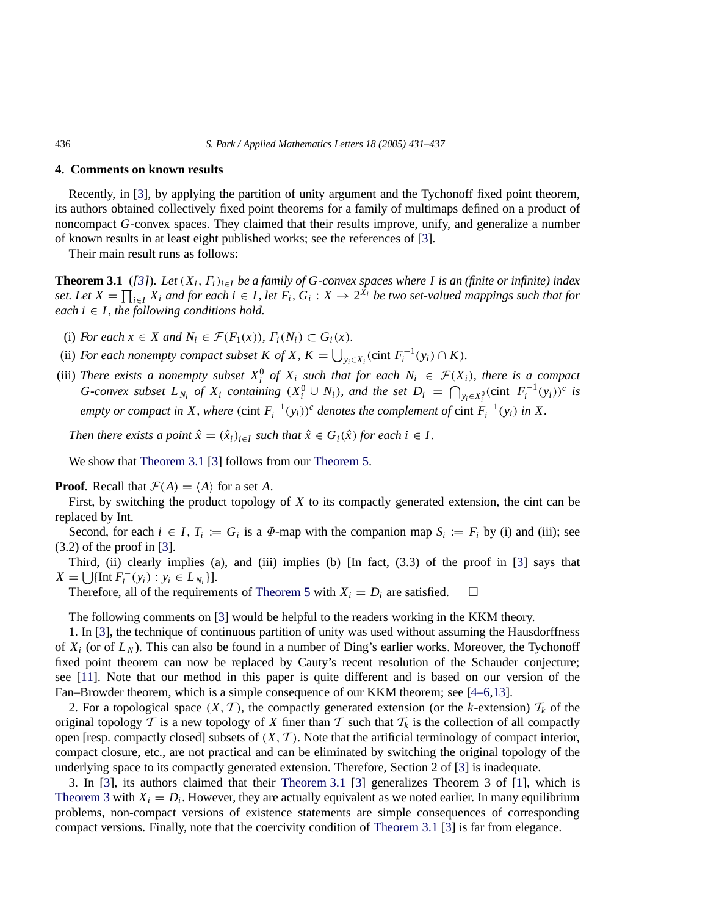## 4. Comments on known results

Recently, in [3], by applying the partition of unity argument and the Tychonoff fixed point theorem, its authors obtained collectively fixed point theorems for a family of multimaps defined on a product of noncompact $G$-convex spaces. They claimed that their results improve, unify, and generalize a number of known results in at least eight published works; see the references of [3].

Their main result runs as follows:

**Theorem 3.1** *([3]). Let $(X_i, \Gamma_i)_{i \in I}$ be a family of $G$-convex spaces where $I$ is an (finite or infinite) index set. Let $X = \prod_{i \in I} X_i$ and for each $i \in I$, let $F_i, G_i : X \to 2^{X_i}$ be two set-valued mappings such that for each $i \in I$, the following conditions hold.*

(i) *For each $x \in X$ and $N_i \in \mathcal{F}(F_1(x))$, $\Gamma_i(N_i) \subset G_i(x)$.*

(ii) *For each nonempty compact subset $K$ of $X$, $K = \bigcup_{y_i \in X_i} (\text{cint } F_i^{-1}(y_i) \cap K)$.*

(iii) *There exists a nonempty subset $X_i^0$ of $X_i$ such that for each $N_i \in \mathcal{F}(X_i)$, there is a compact $G$-convex subset $L_{N_i}$ of $X_i$ containing $(X_i^0 \cup N_i)$, and the set $D_i = \bigcap_{y_i \in X_i^0} (\text{cint } F_i^{-1}(y_i))^c$ is empty or compact in $X$, where $(\text{cint } F_i^{-1}(y_i))^c$ denotes the complement of $\text{cint } F_i^{-1}(y_i)$ in $X$.*

*Then there exists a point $\hat{x} = (\hat{x}_i)_{i \in I}$ such that $\hat{x} \in G_i(\hat{x})$ for each $i \in I$.*

We show that Theorem 3.1 [3] follows from our Theorem 5.

**Proof.** Recall that $\mathcal{F}(A) = \langle A \rangle$ for a set $A$.

First, by switching the product topology of $X$ to its compactly generated extension, the cint can be replaced by Int.

Second, for each $i \in I$, $T_i := G_i$ is a $\Phi$-map with the companion map $S_i := F_i$ by (i) and (iii); see (3.2) of the proof in [3].

Third, (ii) clearly implies (a), and (iii) implies (b) [In fact, (3.3) of the proof in [3] says that $X = \bigcup \{\text{Int } F_i^{-}(y_i) : y_i \in L_{N_i}\}$].

Therefore, all of the requirements of Theorem 5 with $X_i = D_i$ are satisfied. □

The following comments on [3] would be helpful to the readers working in the KKM theory.

1. In [3], the technique of continuous partition of unity was used without assuming the Hausdorffness of $X_i$ (or of $L_N$). This can also be found in a number of Ding's earlier works. Moreover, the Tychonoff fixed point theorem can now be replaced by Cauty's recent resolution of the Schauder conjecture; see [11]. Note that our method in this paper is quite different and is based on our version of the Fan–Browder theorem, which is a simple consequence of our KKM theorem; see [4–6,13].

2. For a topological space $(X, \mathcal{T})$, the compactly generated extension (or the $k$-extension) $\mathcal{T}_k$ of the original topology $\mathcal{T}$ is a new topology of $X$ finer than $\mathcal{T}$ such that $\mathcal{T}_k$ is the collection of all compactly open [resp. compactly closed] subsets of $(X, \mathcal{T})$. Note that the artificial terminology of compact interior, compact closure, etc., are not practical and can be eliminated by switching the original topology of the underlying space to its compactly generated extension. Therefore, Section 2 of [3] is inadequate.

3. In [3], its authors claimed that their Theorem 3.1 [3] generalizes Theorem 3 of [1], which is Theorem 3 with $X_i = D_i$. However, they are actually equivalent as we noted earlier. In many equilibrium problems, non-compact versions of existence statements are simple consequences of corresponding compact versions. Finally, note that the coercivity condition of Theorem 3.1 [3] is far from elegance.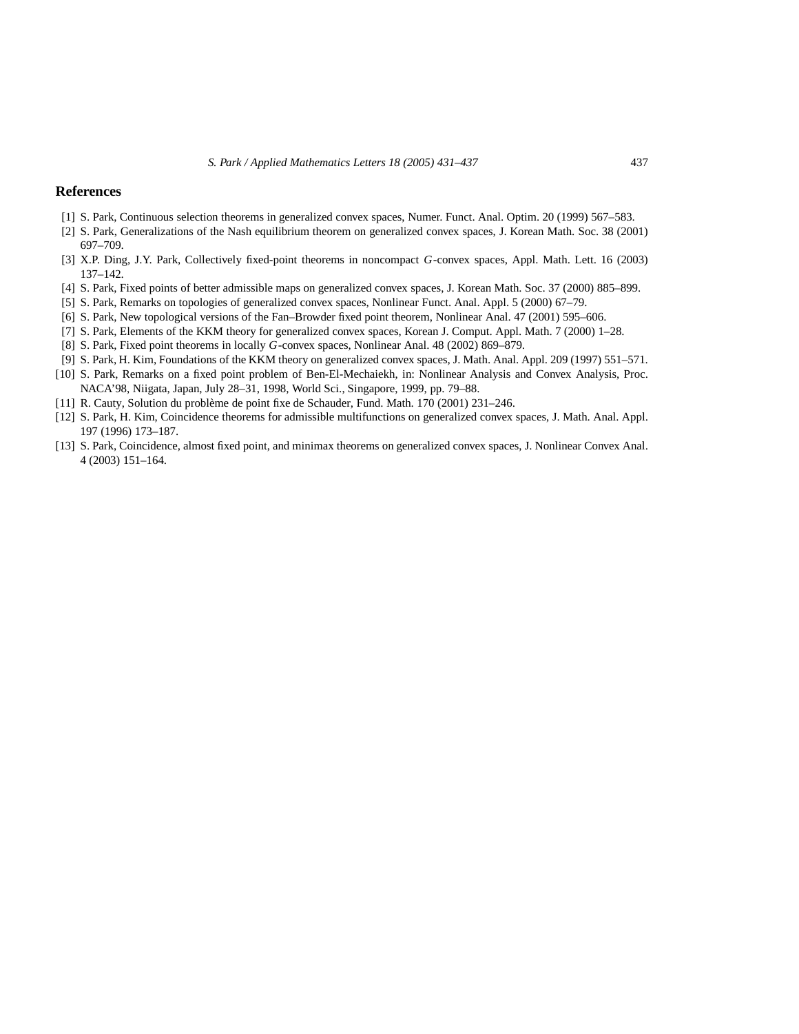## References

[1] S. Park, Continuous selection theorems in generalized convex spaces, Numer. Funct. Anal. Optim. 20 (1999) 567–583.

[2] S. Park, Generalizations of the Nash equilibrium theorem on generalized convex spaces, J. Korean Math. Soc. 38 (2001) 697–709.

[3] X.P. Ding, J.Y. Park, Collectively fixed-point theorems in noncompact $G$-convex spaces, Appl. Math. Lett. 16 (2003) 137–142.

[4] S. Park, Fixed points of better admissible maps on generalized convex spaces, J. Korean Math. Soc. 37 (2000) 885–899.

[5] S. Park, Remarks on topologies of generalized convex spaces, Nonlinear Funct. Anal. Appl. 5 (2000) 67–79.

[6] S. Park, New topological versions of the Fan–Browder fixed point theorem, Nonlinear Anal. 47 (2001) 595–606.

[7] S. Park, Elements of the KKM theory for generalized convex spaces, Korean J. Comput. Appl. Math. 7 (2000) 1–28.

[8] S. Park, Fixed point theorems in locally $G$-convex spaces, Nonlinear Anal. 48 (2002) 869–879.

[9] S. Park, H. Kim, Foundations of the KKM theory on generalized convex spaces, J. Math. Anal. Appl. 209 (1997) 551–571.

[10] S. Park, Remarks on a fixed point problem of Ben-El-Mechaiekh, in: Nonlinear Analysis and Convex Analysis, Proc. NACA'98, Niigata, Japan, July 28–31, 1998, World Sci., Singapore, 1999, pp. 79–88.

[11] R. Cauty, Solution du problème de point fixe de Schauder, Fund. Math. 170 (2001) 231–246.

[12] S. Park, H. Kim, Coincidence theorems for admissible multifunctions on generalized convex spaces, J. Math. Anal. Appl. 197 (1996) 173–187.

[13] S. Park, Coincidence, almost fixed point, and minimax theorems on generalized convex spaces, J. Nonlinear Convex Anal. 4 (2003) 151–164.